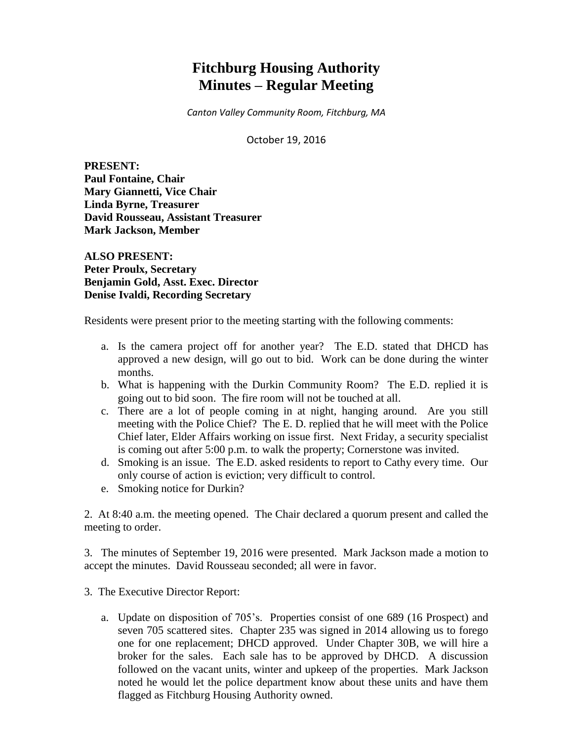# Fitchburg Housing Authority
# Minutes – Regular Meeting

*Canton Valley Community Room, Fitchburg, MA*

October 19, 2016

**PRESENT:**
**Paul Fontaine, Chair**
**Mary Giannetti, Vice Chair**
**Linda Byrne, Treasurer**
**David Rousseau, Assistant Treasurer**
**Mark Jackson, Member**

**ALSO PRESENT:**
**Peter Proulx, Secretary**
**Benjamin Gold, Asst. Exec. Director**
**Denise Ivaldi, Recording Secretary**

Residents were present prior to the meeting starting with the following comments:

a. Is the camera project off for another year? The E.D. stated that DHCD has approved a new design, will go out to bid. Work can be done during the winter months.
b. What is happening with the Durkin Community Room? The E.D. replied it is going out to bid soon. The fire room will not be touched at all.
c. There are a lot of people coming in at night, hanging around. Are you still meeting with the Police Chief? The E. D. replied that he will meet with the Police Chief later, Elder Affairs working on issue first. Next Friday, a security specialist is coming out after 5:00 p.m. to walk the property; Cornerstone was invited.
d. Smoking is an issue. The E.D. asked residents to report to Cathy every time. Our only course of action is eviction; very difficult to control.
e. Smoking notice for Durkin?

2. At 8:40 a.m. the meeting opened. The Chair declared a quorum present and called the meeting to order.

3. The minutes of September 19, 2016 were presented. Mark Jackson made a motion to accept the minutes. David Rousseau seconded; all were in favor.

3. The Executive Director Report:

a. Update on disposition of 705's. Properties consist of one 689 (16 Prospect) and seven 705 scattered sites. Chapter 235 was signed in 2014 allowing us to forego one for one replacement; DHCD approved. Under Chapter 30B, we will hire a broker for the sales. Each sale has to be approved by DHCD. A discussion followed on the vacant units, winter and upkeep of the properties. Mark Jackson noted he would let the police department know about these units and have them flagged as Fitchburg Housing Authority owned.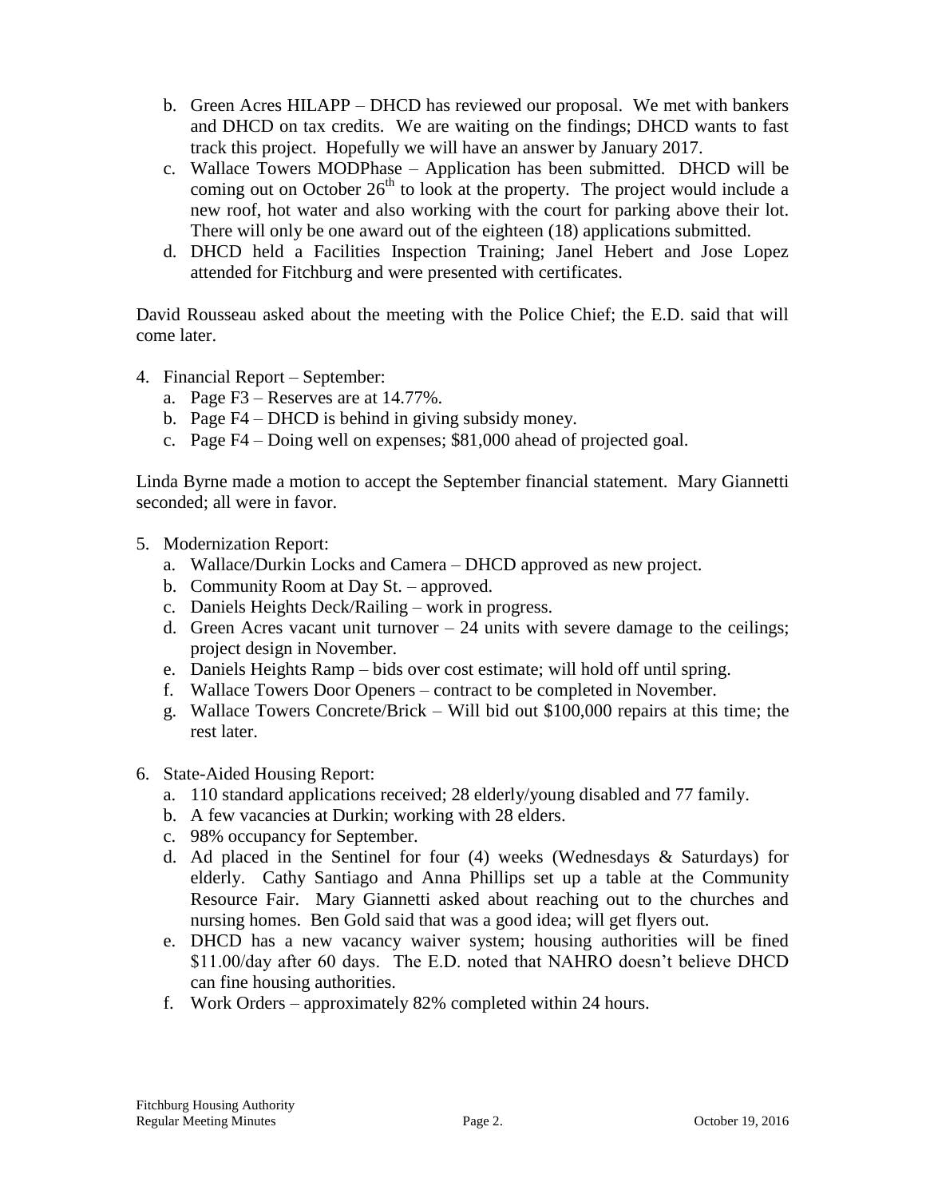b. Green Acres HILAPP – DHCD has reviewed our proposal. We met with bankers and DHCD on tax credits. We are waiting on the findings; DHCD wants to fast track this project. Hopefully we will have an answer by January 2017.
c. Wallace Towers MODPhase – Application has been submitted. DHCD will be coming out on October 26th to look at the property. The project would include a new roof, hot water and also working with the court for parking above their lot. There will only be one award out of the eighteen (18) applications submitted.
d. DHCD held a Facilities Inspection Training; Janel Hebert and Jose Lopez attended for Fitchburg and were presented with certificates.

David Rousseau asked about the meeting with the Police Chief; the E.D. said that will come later.

4. Financial Report – September:
   a. Page F3 – Reserves are at 14.77%.
   b. Page F4 – DHCD is behind in giving subsidy money.
   c. Page F4 – Doing well on expenses; $81,000 ahead of projected goal.

Linda Byrne made a motion to accept the September financial statement. Mary Giannetti seconded; all were in favor.

5. Modernization Report:
   a. Wallace/Durkin Locks and Camera – DHCD approved as new project.
   b. Community Room at Day St. – approved.
   c. Daniels Heights Deck/Railing – work in progress.
   d. Green Acres vacant unit turnover – 24 units with severe damage to the ceilings; project design in November.
   e. Daniels Heights Ramp – bids over cost estimate; will hold off until spring.
   f. Wallace Towers Door Openers – contract to be completed in November.
   g. Wallace Towers Concrete/Brick – Will bid out $100,000 repairs at this time; the rest later.

6. State-Aided Housing Report:
   a. 110 standard applications received; 28 elderly/young disabled and 77 family.
   b. A few vacancies at Durkin; working with 28 elders.
   c. 98% occupancy for September.
   d. Ad placed in the Sentinel for four (4) weeks (Wednesdays & Saturdays) for elderly. Cathy Santiago and Anna Phillips set up a table at the Community Resource Fair. Mary Giannetti asked about reaching out to the churches and nursing homes. Ben Gold said that was a good idea; will get flyers out.
   e. DHCD has a new vacancy waiver system; housing authorities will be fined $11.00/day after 60 days. The E.D. noted that NAHRO doesn't believe DHCD can fine housing authorities.
   f. Work Orders – approximately 82% completed within 24 hours.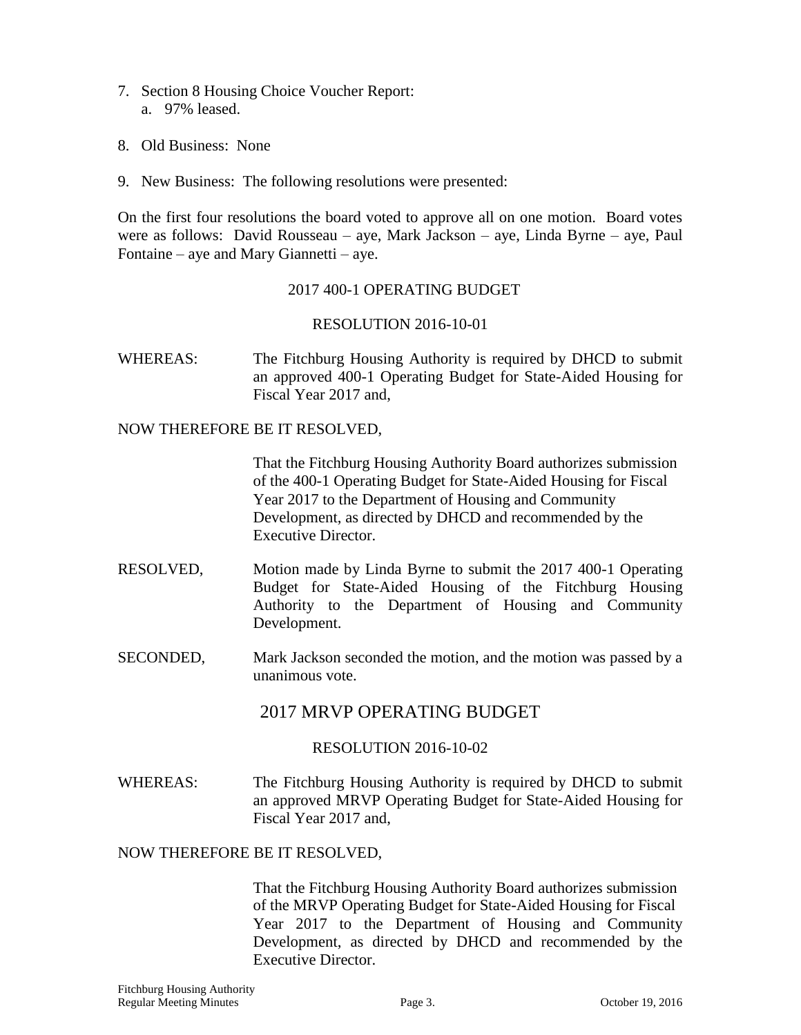7. Section 8 Housing Choice Voucher Report:
   a. 97% leased.

8. Old Business: None

9. New Business: The following resolutions were presented:

On the first four resolutions the board voted to approve all on one motion. Board votes were as follows: David Rousseau – aye, Mark Jackson – aye, Linda Byrne – aye, Paul Fontaine – aye and Mary Giannetti – aye.

2017 400-1 OPERATING BUDGET

RESOLUTION 2016-10-01

WHEREAS: The Fitchburg Housing Authority is required by DHCD to submit an approved 400-1 Operating Budget for State-Aided Housing for Fiscal Year 2017 and,

NOW THEREFORE BE IT RESOLVED,

That the Fitchburg Housing Authority Board authorizes submission of the 400-1 Operating Budget for State-Aided Housing for Fiscal Year 2017 to the Department of Housing and Community Development, as directed by DHCD and recommended by the Executive Director.

RESOLVED, Motion made by Linda Byrne to submit the 2017 400-1 Operating Budget for State-Aided Housing of the Fitchburg Housing Authority to the Department of Housing and Community Development.

SECONDED, Mark Jackson seconded the motion, and the motion was passed by a unanimous vote.

2017 MRVP OPERATING BUDGET

RESOLUTION 2016-10-02

WHEREAS: The Fitchburg Housing Authority is required by DHCD to submit an approved MRVP Operating Budget for State-Aided Housing for Fiscal Year 2017 and,

NOW THEREFORE BE IT RESOLVED,

That the Fitchburg Housing Authority Board authorizes submission of the MRVP Operating Budget for State-Aided Housing for Fiscal Year 2017 to the Department of Housing and Community Development, as directed by DHCD and recommended by the Executive Director.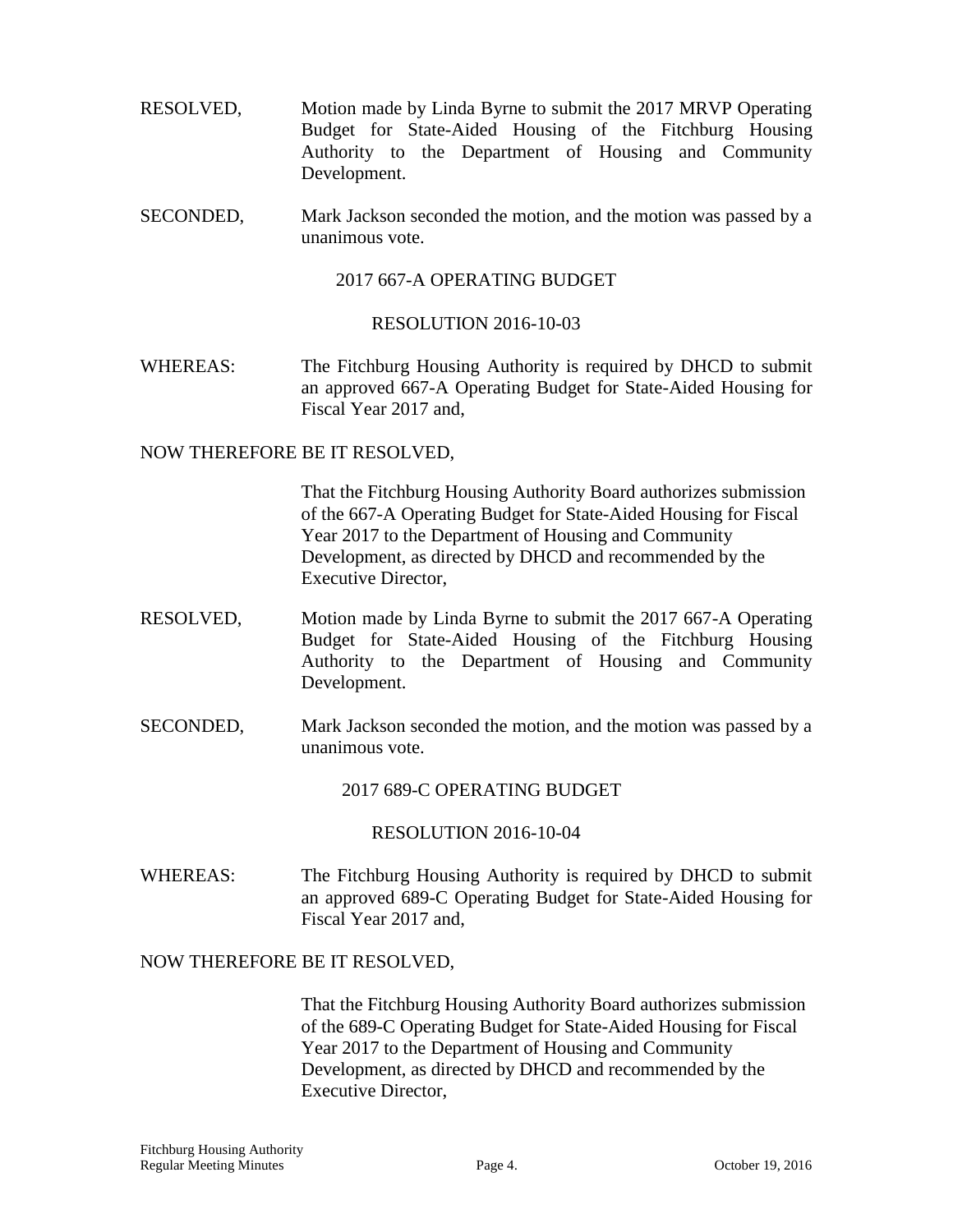RESOLVED, Motion made by Linda Byrne to submit the 2017 MRVP Operating Budget for State-Aided Housing of the Fitchburg Housing Authority to the Department of Housing and Community Development.

SECONDED, Mark Jackson seconded the motion, and the motion was passed by a unanimous vote.

2017 667-A OPERATING BUDGET

RESOLUTION 2016-10-03

WHEREAS: The Fitchburg Housing Authority is required by DHCD to submit an approved 667-A Operating Budget for State-Aided Housing for Fiscal Year 2017 and,

NOW THEREFORE BE IT RESOLVED,

That the Fitchburg Housing Authority Board authorizes submission of the 667-A Operating Budget for State-Aided Housing for Fiscal Year 2017 to the Department of Housing and Community Development, as directed by DHCD and recommended by the Executive Director,

RESOLVED, Motion made by Linda Byrne to submit the 2017 667-A Operating Budget for State-Aided Housing of the Fitchburg Housing Authority to the Department of Housing and Community Development.

SECONDED, Mark Jackson seconded the motion, and the motion was passed by a unanimous vote.

2017 689-C OPERATING BUDGET

RESOLUTION 2016-10-04

WHEREAS: The Fitchburg Housing Authority is required by DHCD to submit an approved 689-C Operating Budget for State-Aided Housing for Fiscal Year 2017 and,

NOW THEREFORE BE IT RESOLVED,

That the Fitchburg Housing Authority Board authorizes submission of the 689-C Operating Budget for State-Aided Housing for Fiscal Year 2017 to the Department of Housing and Community Development, as directed by DHCD and recommended by the Executive Director,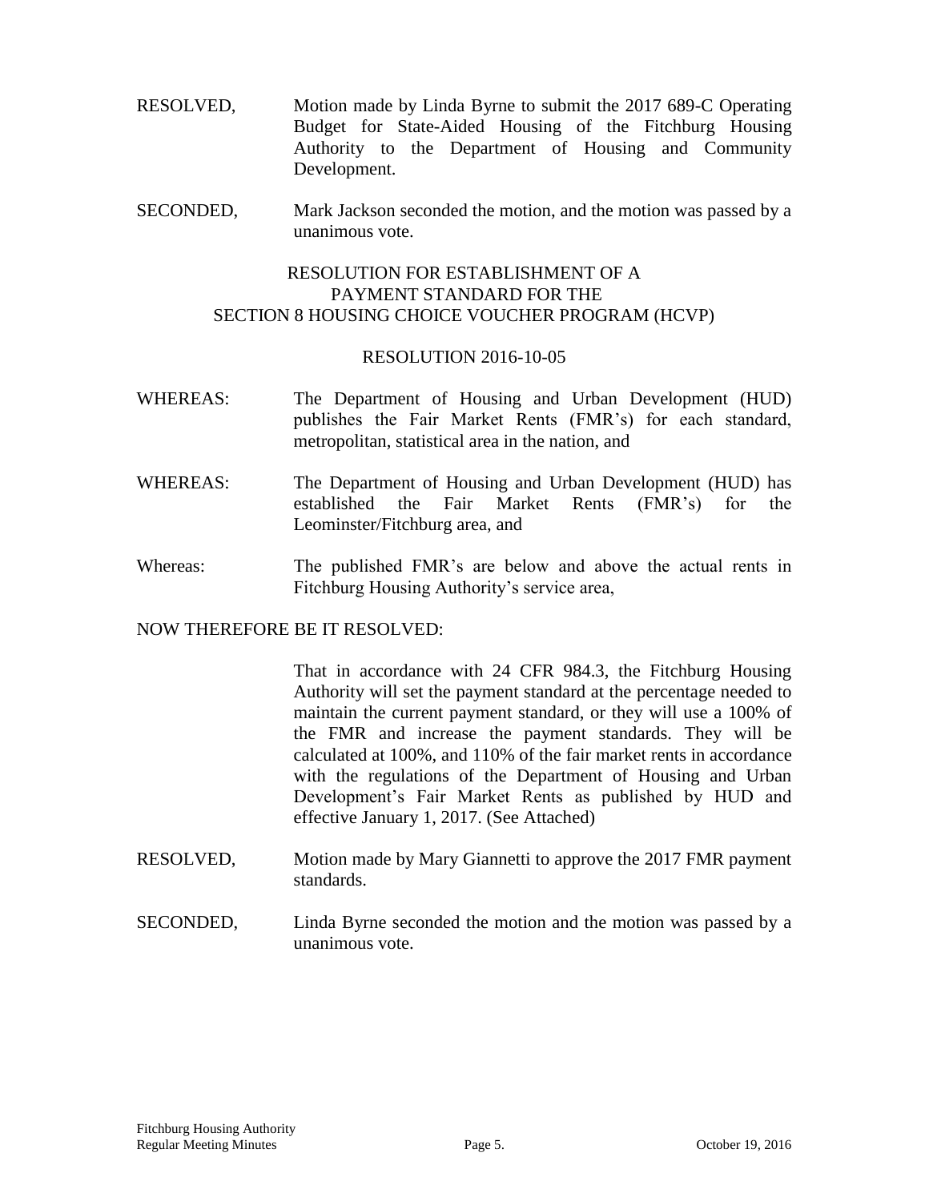RESOLVED, Motion made by Linda Byrne to submit the 2017 689-C Operating Budget for State-Aided Housing of the Fitchburg Housing Authority to the Department of Housing and Community Development.

SECONDED, Mark Jackson seconded the motion, and the motion was passed by a unanimous vote.

RESOLUTION FOR ESTABLISHMENT OF A PAYMENT STANDARD FOR THE SECTION 8 HOUSING CHOICE VOUCHER PROGRAM (HCVP)

RESOLUTION 2016-10-05

WHEREAS: The Department of Housing and Urban Development (HUD) publishes the Fair Market Rents (FMR's) for each standard, metropolitan, statistical area in the nation, and

WHEREAS: The Department of Housing and Urban Development (HUD) has established the Fair Market Rents (FMR's) for the Leominster/Fitchburg area, and

Whereas: The published FMR's are below and above the actual rents in Fitchburg Housing Authority's service area,

NOW THEREFORE BE IT RESOLVED:

That in accordance with 24 CFR 984.3, the Fitchburg Housing Authority will set the payment standard at the percentage needed to maintain the current payment standard, or they will use a 100% of the FMR and increase the payment standards. They will be calculated at 100%, and 110% of the fair market rents in accordance with the regulations of the Department of Housing and Urban Development's Fair Market Rents as published by HUD and effective January 1, 2017. (See Attached)

RESOLVED, Motion made by Mary Giannetti to approve the 2017 FMR payment standards.

SECONDED, Linda Byrne seconded the motion and the motion was passed by a unanimous vote.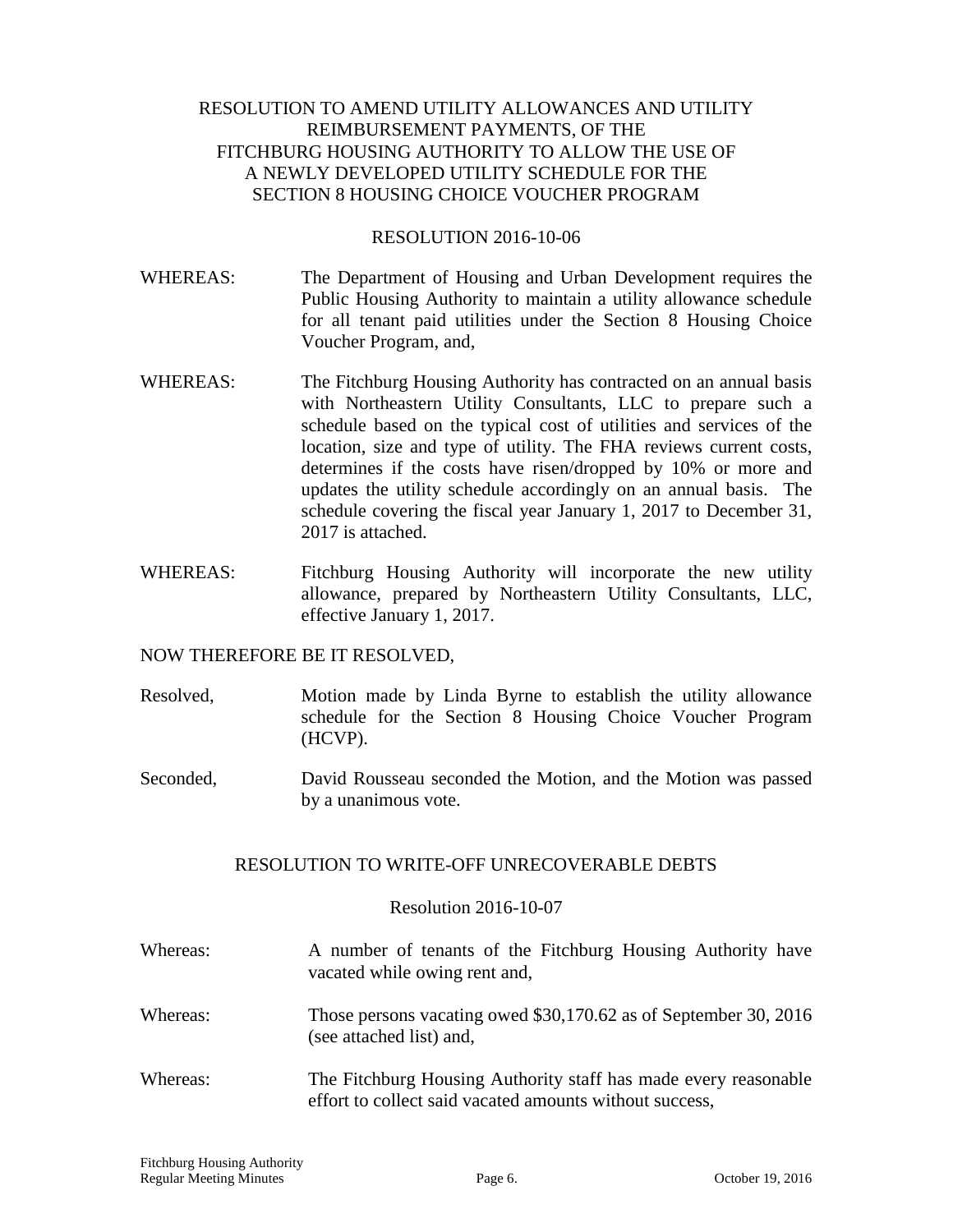### RESOLUTION TO AMEND UTILITY ALLOWANCES AND UTILITY REIMBURSEMENT PAYMENTS, OF THE FITCHBURG HOUSING AUTHORITY TO ALLOW THE USE OF A NEWLY DEVELOPED UTILITY SCHEDULE FOR THE SECTION 8 HOUSING CHOICE VOUCHER PROGRAM

RESOLUTION 2016-10-06

WHEREAS: The Department of Housing and Urban Development requires the Public Housing Authority to maintain a utility allowance schedule for all tenant paid utilities under the Section 8 Housing Choice Voucher Program, and,

WHEREAS: The Fitchburg Housing Authority has contracted on an annual basis with Northeastern Utility Consultants, LLC to prepare such a schedule based on the typical cost of utilities and services of the location, size and type of utility. The FHA reviews current costs, determines if the costs have risen/dropped by 10% or more and updates the utility schedule accordingly on an annual basis. The schedule covering the fiscal year January 1, 2017 to December 31, 2017 is attached.

WHEREAS: Fitchburg Housing Authority will incorporate the new utility allowance, prepared by Northeastern Utility Consultants, LLC, effective January 1, 2017.

NOW THEREFORE BE IT RESOLVED,

Resolved, Motion made by Linda Byrne to establish the utility allowance schedule for the Section 8 Housing Choice Voucher Program (HCVP).

Seconded, David Rousseau seconded the Motion, and the Motion was passed by a unanimous vote.

### RESOLUTION TO WRITE-OFF UNRECOVERABLE DEBTS

Resolution 2016-10-07

Whereas: A number of tenants of the Fitchburg Housing Authority have vacated while owing rent and,

Whereas: Those persons vacating owed $30,170.62 as of September 30, 2016 (see attached list) and,

Whereas: The Fitchburg Housing Authority staff has made every reasonable effort to collect said vacated amounts without success,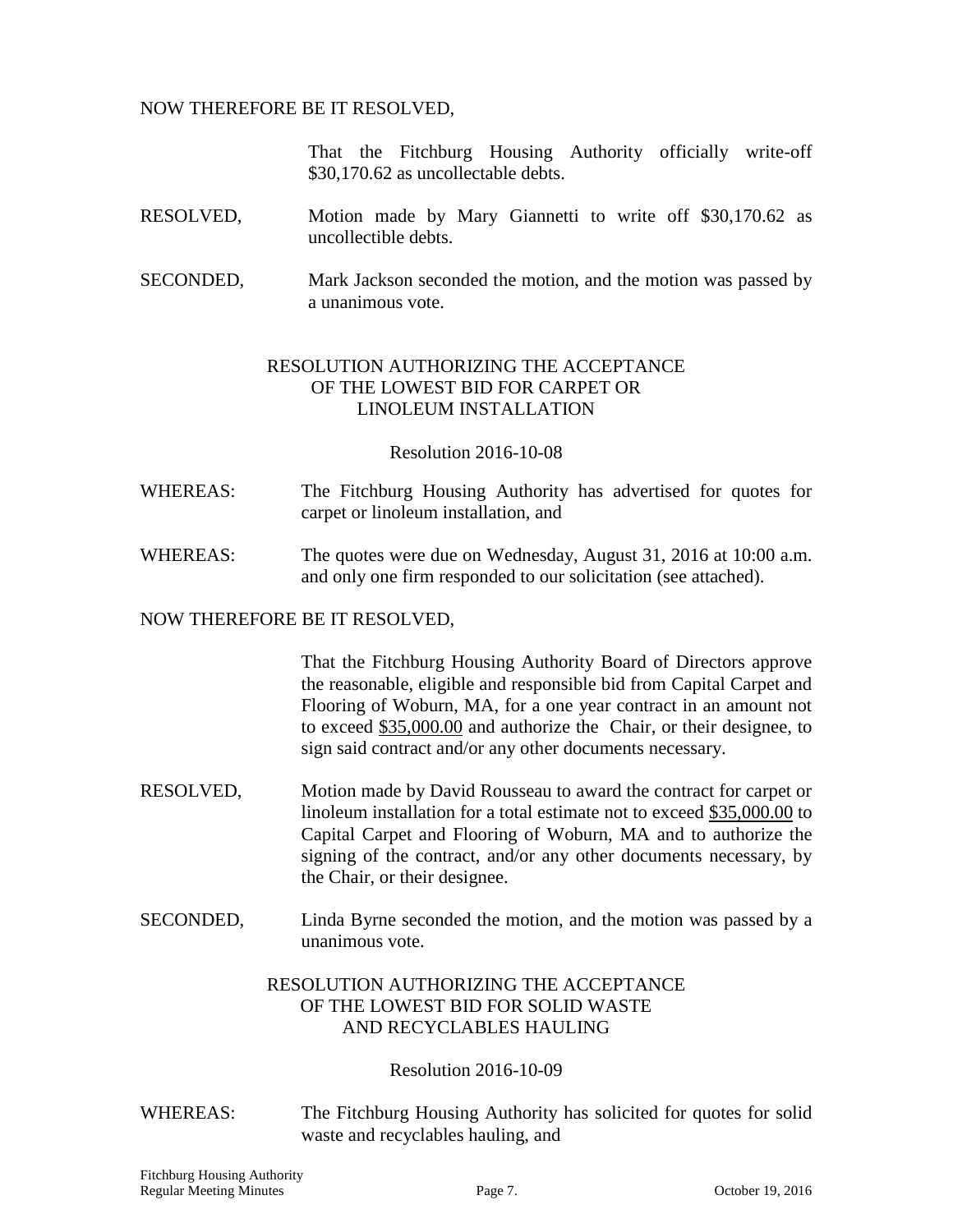NOW THEREFORE BE IT RESOLVED,

That the Fitchburg Housing Authority officially write-off $30,170.62 as uncollectable debts.

RESOLVED, Motion made by Mary Giannetti to write off $30,170.62 as uncollectible debts.

SECONDED, Mark Jackson seconded the motion, and the motion was passed by a unanimous vote.

RESOLUTION AUTHORIZING THE ACCEPTANCE OF THE LOWEST BID FOR CARPET OR LINOLEUM INSTALLATION

Resolution 2016-10-08

WHEREAS: The Fitchburg Housing Authority has advertised for quotes for carpet or linoleum installation, and

WHEREAS: The quotes were due on Wednesday, August 31, 2016 at 10:00 a.m. and only one firm responded to our solicitation (see attached).

NOW THEREFORE BE IT RESOLVED,

That the Fitchburg Housing Authority Board of Directors approve the reasonable, eligible and responsible bid from Capital Carpet and Flooring of Woburn, MA, for a one year contract in an amount not to exceed $35,000.00 and authorize the Chair, or their designee, to sign said contract and/or any other documents necessary.

RESOLVED, Motion made by David Rousseau to award the contract for carpet or linoleum installation for a total estimate not to exceed $35,000.00 to Capital Carpet and Flooring of Woburn, MA and to authorize the signing of the contract, and/or any other documents necessary, by the Chair, or their designee.

SECONDED, Linda Byrne seconded the motion, and the motion was passed by a unanimous vote.

RESOLUTION AUTHORIZING THE ACCEPTANCE OF THE LOWEST BID FOR SOLID WASTE AND RECYCLABLES HAULING

Resolution 2016-10-09

WHEREAS: The Fitchburg Housing Authority has solicited for quotes for solid waste and recyclables hauling, and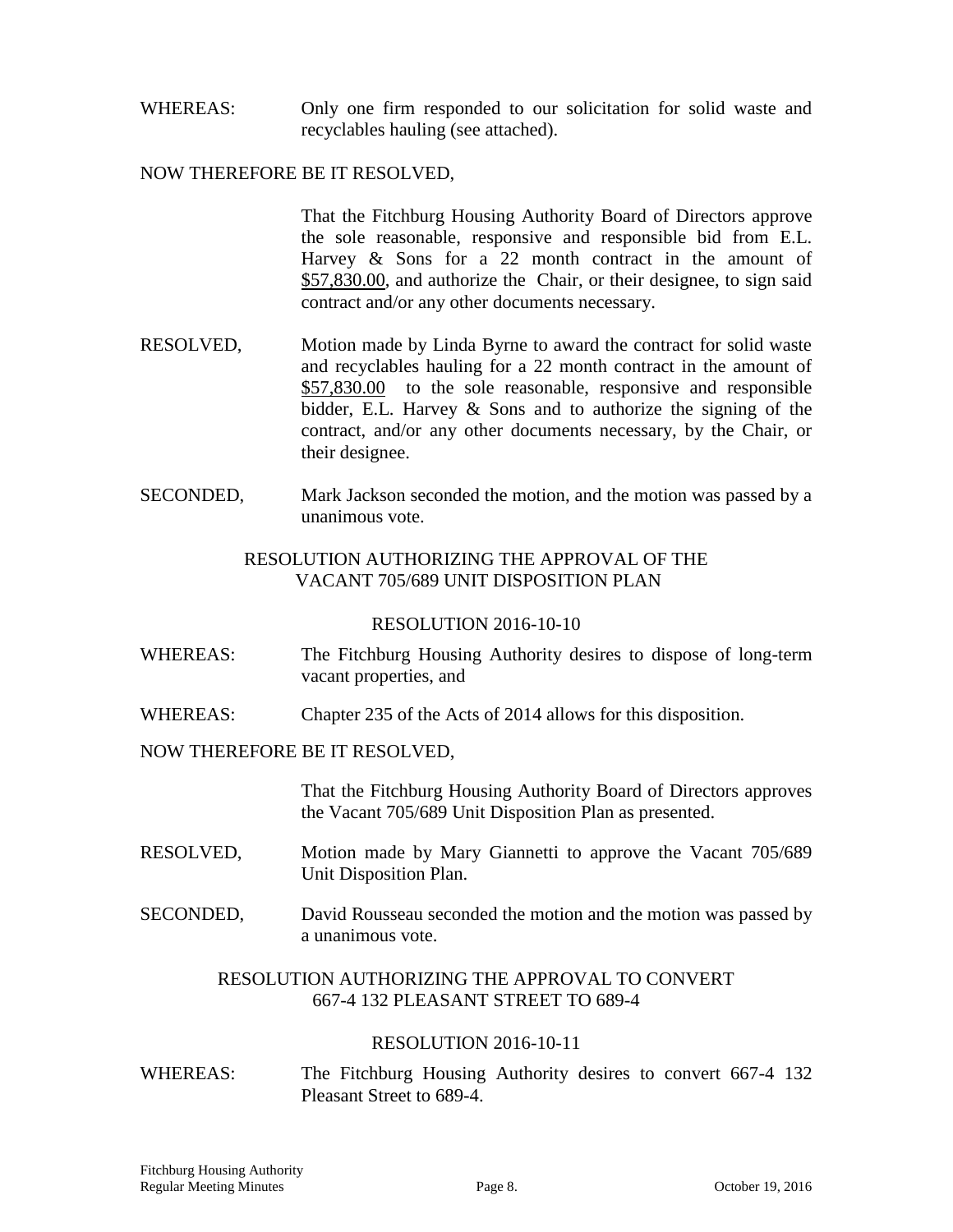WHEREAS: Only one firm responded to our solicitation for solid waste and recyclables hauling (see attached).

NOW THEREFORE BE IT RESOLVED,

That the Fitchburg Housing Authority Board of Directors approve the sole reasonable, responsive and responsible bid from E.L. Harvey & Sons for a 22 month contract in the amount of $57,830.00, and authorize the Chair, or their designee, to sign said contract and/or any other documents necessary.

RESOLVED, Motion made by Linda Byrne to award the contract for solid waste and recyclables hauling for a 22 month contract in the amount of $57,830.00 to the sole reasonable, responsive and responsible bidder, E.L. Harvey & Sons and to authorize the signing of the contract, and/or any other documents necessary, by the Chair, or their designee.

SECONDED, Mark Jackson seconded the motion, and the motion was passed by a unanimous vote.

RESOLUTION AUTHORIZING THE APPROVAL OF THE VACANT 705/689 UNIT DISPOSITION PLAN

RESOLUTION 2016-10-10

WHEREAS: The Fitchburg Housing Authority desires to dispose of long-term vacant properties, and

WHEREAS: Chapter 235 of the Acts of 2014 allows for this disposition.

NOW THEREFORE BE IT RESOLVED,

That the Fitchburg Housing Authority Board of Directors approves the Vacant 705/689 Unit Disposition Plan as presented.

RESOLVED, Motion made by Mary Giannetti to approve the Vacant 705/689 Unit Disposition Plan.

SECONDED, David Rousseau seconded the motion and the motion was passed by a unanimous vote.

RESOLUTION AUTHORIZING THE APPROVAL TO CONVERT 667-4 132 PLEASANT STREET TO 689-4

RESOLUTION 2016-10-11

WHEREAS: The Fitchburg Housing Authority desires to convert 667-4 132 Pleasant Street to 689-4.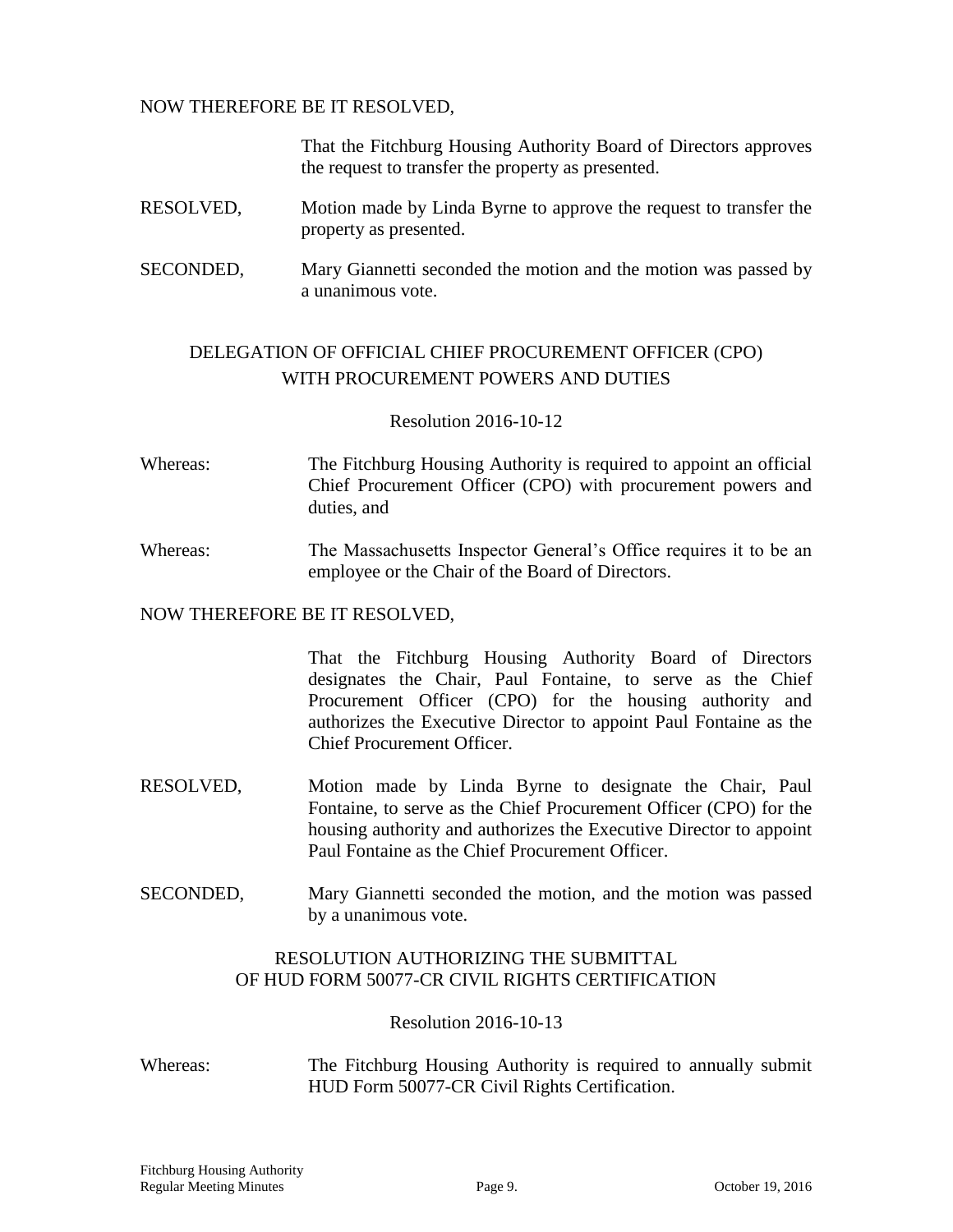NOW THEREFORE BE IT RESOLVED,

That the Fitchburg Housing Authority Board of Directors approves the request to transfer the property as presented.

RESOLVED, Motion made by Linda Byrne to approve the request to transfer the property as presented.

SECONDED, Mary Giannetti seconded the motion and the motion was passed by a unanimous vote.

## DELEGATION OF OFFICIAL CHIEF PROCUREMENT OFFICER (CPO) WITH PROCUREMENT POWERS AND DUTIES

Resolution 2016-10-12

Whereas: The Fitchburg Housing Authority is required to appoint an official Chief Procurement Officer (CPO) with procurement powers and duties, and

Whereas: The Massachusetts Inspector General's Office requires it to be an employee or the Chair of the Board of Directors.

NOW THEREFORE BE IT RESOLVED,

That the Fitchburg Housing Authority Board of Directors designates the Chair, Paul Fontaine, to serve as the Chief Procurement Officer (CPO) for the housing authority and authorizes the Executive Director to appoint Paul Fontaine as the Chief Procurement Officer.

RESOLVED, Motion made by Linda Byrne to designate the Chair, Paul Fontaine, to serve as the Chief Procurement Officer (CPO) for the housing authority and authorizes the Executive Director to appoint Paul Fontaine as the Chief Procurement Officer.

SECONDED, Mary Giannetti seconded the motion, and the motion was passed by a unanimous vote.

## RESOLUTION AUTHORIZING THE SUBMITTAL OF HUD FORM 50077-CR CIVIL RIGHTS CERTIFICATION

Resolution 2016-10-13

Whereas: The Fitchburg Housing Authority is required to annually submit HUD Form 50077-CR Civil Rights Certification.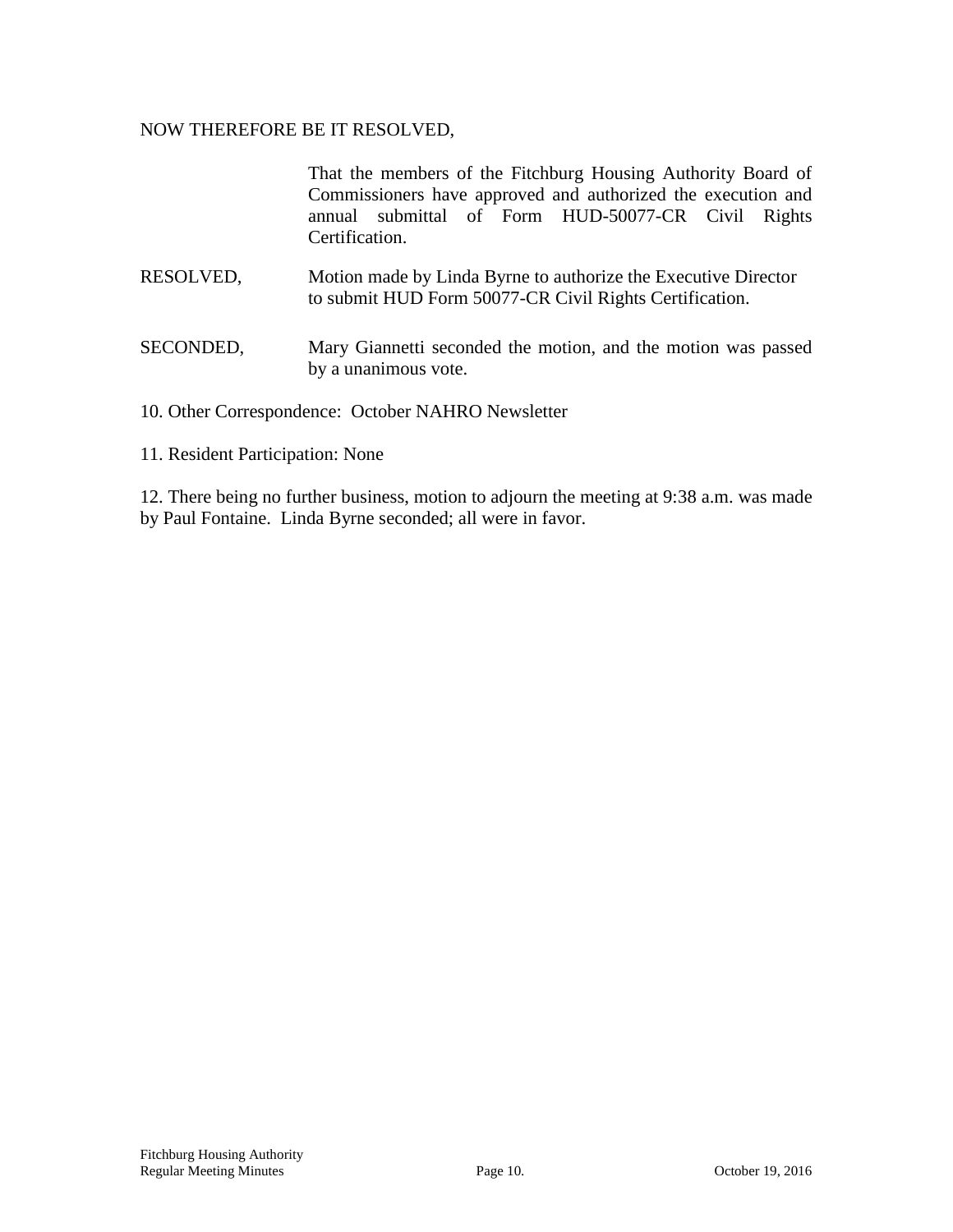NOW THEREFORE BE IT RESOLVED,

That the members of the Fitchburg Housing Authority Board of Commissioners have approved and authorized the execution and annual submittal of Form HUD-50077-CR Civil Rights Certification.

RESOLVED, Motion made by Linda Byrne to authorize the Executive Director to submit HUD Form 50077-CR Civil Rights Certification.

SECONDED, Mary Giannetti seconded the motion, and the motion was passed by a unanimous vote.

10. Other Correspondence: October NAHRO Newsletter

11. Resident Participation: None

12. There being no further business, motion to adjourn the meeting at 9:38 a.m. was made by Paul Fontaine. Linda Byrne seconded; all were in favor.